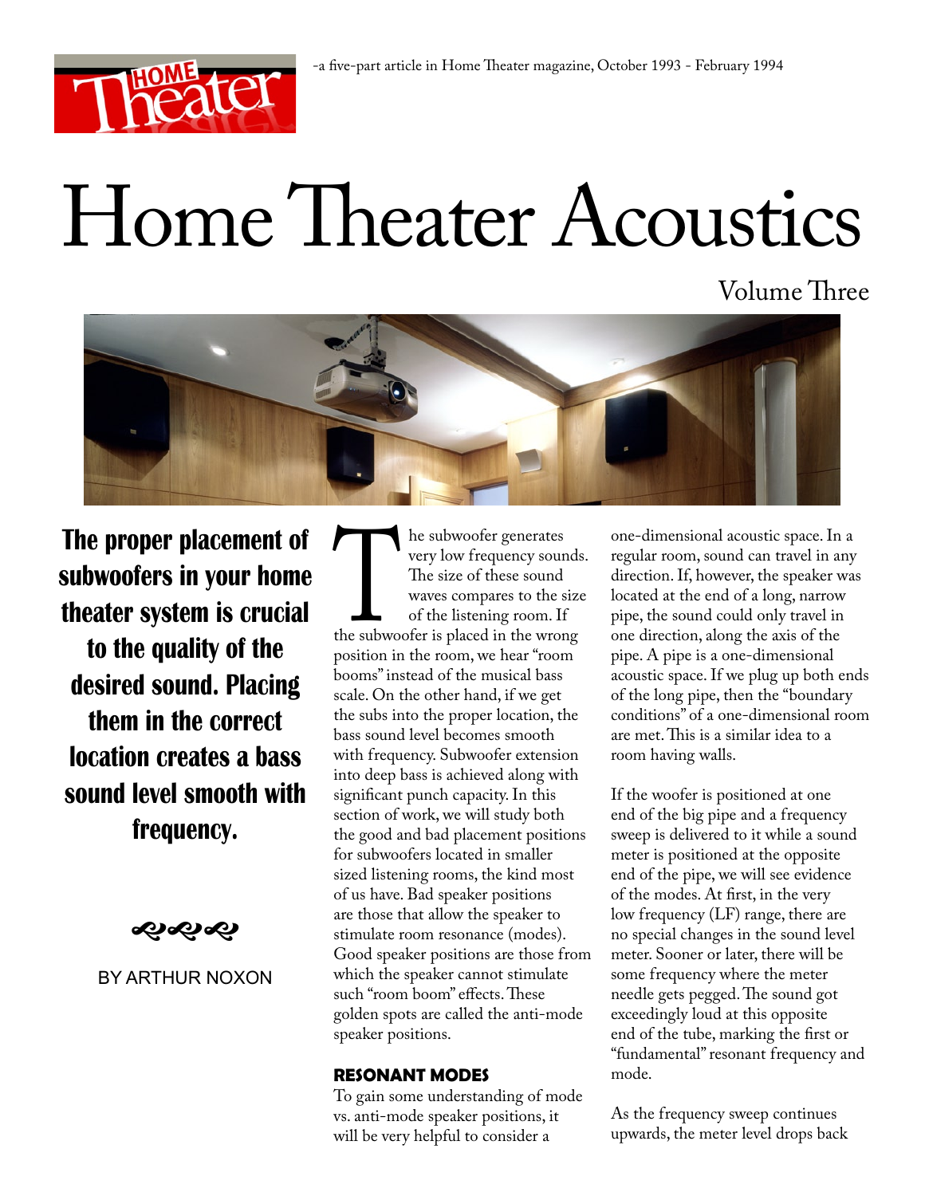-a five-part article in Home Theater magazine, October 1993 - February 1994

# Home Theater Acoustics

## Volume Three

**The proper placement of subwoofers in your home theater system is crucial to the quality of the desired sound. Placing them in the correct location creates a bass sound level smooth with frequency.**

BY ARTHUR NOXON

The subwoofer generates very low frequency sounds. The size of these sound waves compares to the size of the listening room. If the subwoofer is placed in the wrong position in the room, we hear "room booms" instead of the musical bass scale. On the other hand, if we get the subs into the proper location, the bass sound level becomes smooth with frequency. Subwoofer extension into deep bass is achieved along with significant punch capacity. In this section of work, we will study both the good and bad placement positions for subwoofers located in smaller sized listening rooms, the kind most of us have. Bad speaker positions are those that allow the speaker to stimulate room resonance (modes). Good speaker positions are those from which the speaker cannot stimulate such "room boom" effects. These golden spots are called the anti-mode speaker positions.

### RESONANT MODES

To gain some understanding of mode vs. anti-mode speaker positions, it will be very helpful to consider a one-dimensional acoustic space. In a regular room, sound can travel in any direction. If, however, the speaker was located at the end of a long, narrow pipe, the sound could only travel in one direction, along the axis of the pipe. A pipe is a one-dimensional acoustic space. If we plug up both ends of the long pipe, then the "boundary conditions" of a one-dimensional room are met. This is a similar idea to a room having walls.

If the woofer is positioned at one end of the big pipe and a frequency sweep is delivered to it while a sound meter is positioned at the opposite end of the pipe, we will see evidence of the modes. At first, in the very low frequency (LF) range, there are no special changes in the sound level meter. Sooner or later, there will be some frequency where the meter needle gets pegged. The sound got exceedingly loud at this opposite end of the tube, marking the first or "fundamental" resonant frequency and mode.

As the frequency sweep continues upwards, the meter level drops back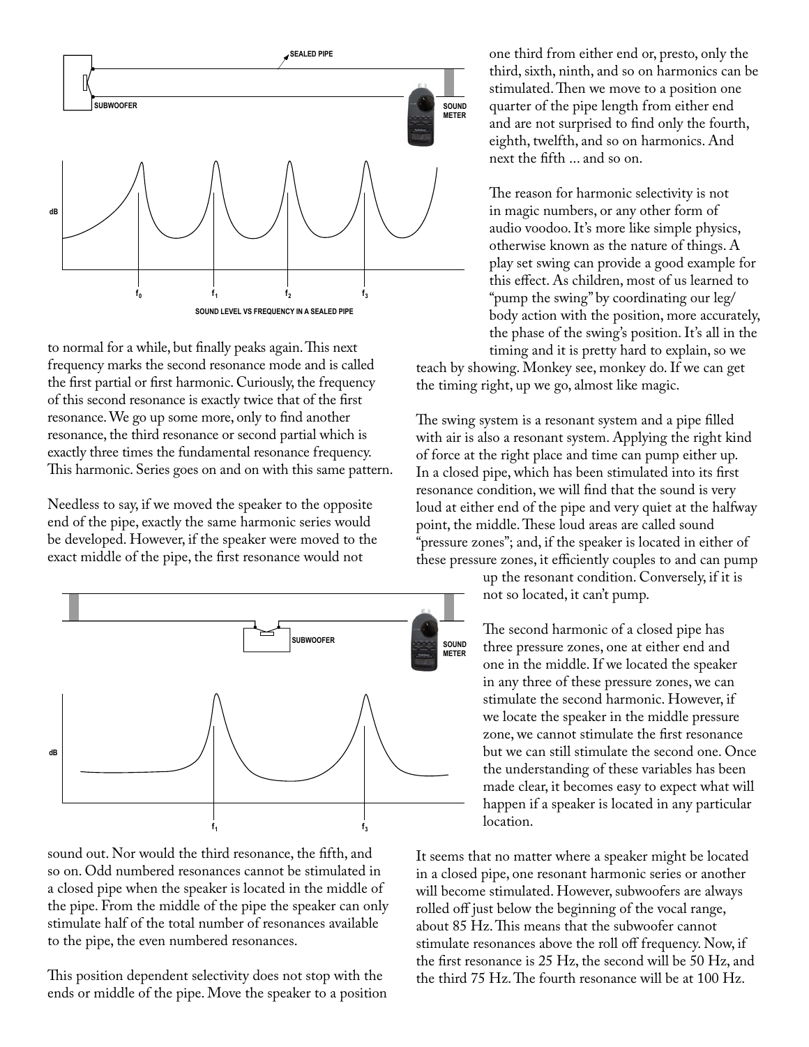SOUND LEVEL VS FREQUENCY IN A SEALED PIPE

to normal for a while, but finally peaks again. This next frequency marks the second resonance mode and is called the first partial or first harmonic. Curiously, the frequency of this second resonance is exactly twice that of the first resonance. We go up some more, only to find another resonance, the third resonance or second partial which is exactly three times the fundamental resonance frequency. This harmonic. Series goes on and on with this same pattern.

Needless to say, if we moved the speaker to the opposite end of the pipe, exactly the same harmonic series would be developed. However, if the speaker were moved to the exact middle of the pipe, the first resonance would not sound out. Nor would the third resonance, the fifth, and so on. Odd numbered resonances cannot be stimulated in a closed pipe when the speaker is located in the middle of the pipe. From the middle of the pipe the speaker can only stimulate half of the total number of resonances available to the pipe, the even numbered resonances.

This position dependent selectivity does not stop with the ends or middle of the pipe. Move the speaker to a position one third from either end or, presto, only the third, sixth, ninth, and so on harmonics can be stimulated. Then we move to a position one quarter of the pipe length from either end and are not surprised to find only the fourth, eighth, twelfth, and so on harmonics. And next the fifth ... and so on.

The reason for harmonic selectivity is not in magic numbers, or any other form of audio voodoo. It's more like simple physics, otherwise known as the nature of things. A play set swing can provide a good example for this effect. As children, most of us learned to "pump the swing" by coordinating our leg/body action with the position, more accurately, the phase of the swing's position. It's all in the timing and it is pretty hard to explain, so we teach by showing. Monkey see, monkey do. If we can get the timing right, up we go, almost like magic.

The swing system is a resonant system and a pipe filled with air is also a resonant system. Applying the right kind of force at the right place and time can pump either up. In a closed pipe, which has been stimulated into its first resonance condition, we will find that the sound is very loud at either end of the pipe and very quiet at the halfway point, the middle. These loud areas are called sound "pressure zones"; and, if the speaker is located in either of these pressure zones, it efficiently couples to and can pump up the resonant condition. Conversely, if it is not so located, it can't pump.

The second harmonic of a closed pipe has three pressure zones, one at either end and one in the middle. If we located the speaker in any three of these pressure zones, we can stimulate the second harmonic. However, if we locate the speaker in the middle pressure zone, we cannot stimulate the first resonance but we can still stimulate the second one. Once the understanding of these variables has been made clear, it becomes easy to expect what will happen if a speaker is located in any particular location.

It seems that no matter where a speaker might be located in a closed pipe, one resonant harmonic series or another will become stimulated. However, subwoofers are always rolled off just below the beginning of the vocal range, about 85 Hz. This means that the subwoofer cannot stimulate resonances above the roll off frequency. Now, if the first resonance is 25 Hz, the second will be 50 Hz, and the third 75 Hz. The fourth resonance will be at 100 Hz.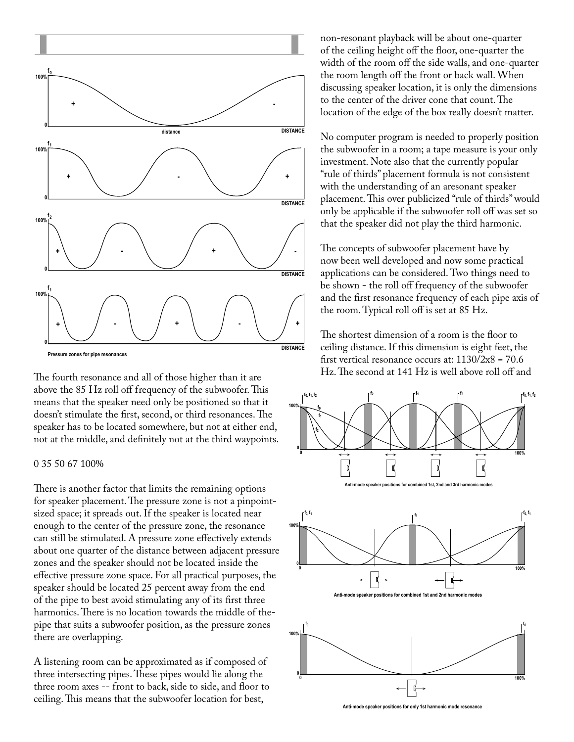Pressure zones for pipe resonances

The fourth resonance and all of those higher than it are above the 85 Hz roll off frequency of the subwoofer. This means that the speaker need only be positioned so that it doesn't stimulate the first, second, or third resonances. The speaker has to be located somewhere, but not at either end, not at the middle, and definitely not at the third waypoints.

0 35 50 67 100%

There is another factor that limits the remaining options for speaker placement. The pressure zone is not a pinpoint-sized space; it spreads out. If the speaker is located near enough to the center of the pressure zone, the resonance can still be stimulated. A pressure zone effectively extends about one quarter of the distance between adjacent pressure zones and the speaker should not be located inside the effective pressure zone space. For all practical purposes, the speaker should be located 25 percent away from the end of the pipe to best avoid stimulating any of its first three harmonics. There is no location towards the middle of the-pipe that suits a subwoofer position, as the pressure zones there are overlapping.

A listening room can be approximated as if composed of three intersecting pipes. These pipes would lie along the three room axes -- front to back, side to side, and floor to ceiling. This means that the subwoofer location for best, non-resonant playback will be about one-quarter of the ceiling height off the floor, one-quarter the width of the room off the side walls, and one-quarter the room length off the front or back wall. When discussing speaker location, it is only the dimensions to the center of the driver cone that count. The location of the edge of the box really doesn't matter.

No computer program is needed to properly position the subwoofer in a room; a tape measure is your only investment. Note also that the currently popular "rule of thirds" placement formula is not consistent with the understanding of an aresonant speaker placement. This over publicized "rule of thirds" would only be applicable if the subwoofer roll off was set so that the speaker did not play the third harmonic.

The concepts of subwoofer placement have by now been well developed and now some practical applications can be considered. Two things need to be shown - the roll off frequency of the subwoofer and the first resonance frequency of each pipe axis of the room. Typical roll off is set at 85 Hz.

The shortest dimension of a room is the floor to ceiling distance. If this dimension is eight feet, the first vertical resonance occurs at: 1130/2x8 = 70.6 Hz. The second at 141 Hz is well above roll off and

Anti-mode speaker positions for combined 1st, 2nd and 3rd harmonic modes

Anti-mode speaker positions for combined 1st and 2nd harmonic modes

Anti-mode speaker positions for only 1st harmonic mode resonance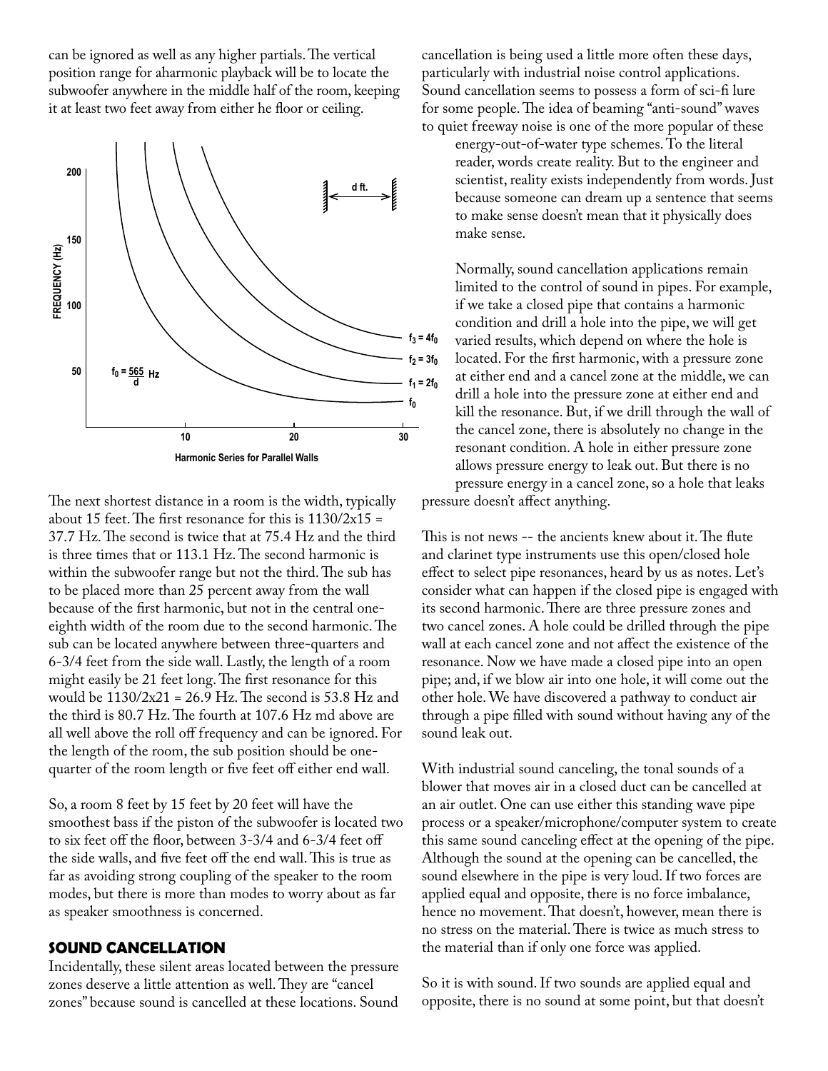can be ignored as well as any higher partials. The vertical position range for aharmonic playback will be to locate the subwoofer anywhere in the middle half of the room, keeping it at least two feet away from either he floor or ceiling.

Harmonic Series for Parallel Walls

The next shortest distance in a room is the width, typically about 15 feet. The first resonance for this is 1130/2x15 = 37.7 Hz. The second is twice that at 75.4 Hz and the third is three times that or 113.1 Hz. The second harmonic is within the subwoofer range but not the third. The sub has to be placed more than 25 percent away from the wall because of the first harmonic, but not in the central one-eighth width of the room due to the second harmonic. The sub can be located anywhere between three-quarters and 6-3/4 feet from the side wall. Lastly, the length of a room might easily be 21 feet long. The first resonance for this would be 1130/2x21 = 26.9 Hz. The second is 53.8 Hz and the third is 80.7 Hz. The fourth at 107.6 Hz md above are all well above the roll off frequency and can be ignored. For the length of the room, the sub position should be one-quarter of the room length or five feet off either end wall.

So, a room 8 feet by 15 feet by 20 feet will have the smoothest bass if the piston of the subwoofer is located two to six feet off the floor, between 3-3/4 and 6-3/4 feet off the side walls, and five feet off the end wall. This is true as far as avoiding strong coupling of the speaker to the room modes, but there is more than modes to worry about as far as speaker smoothness is concerned.

## SOUND CANCELLATION

Incidentally, these silent areas located between the pressure zones deserve a little attention as well. They are "cancel zones" because sound is cancelled at these locations. Sound cancellation is being used a little more often these days, particularly with industrial noise control applications. Sound cancellation seems to possess a form of sci-fi lure for some people. The idea of beaming "anti-sound" waves to quiet freeway noise is one of the more popular of these energy-out-of-water type schemes. To the literal reader, words create reality. But to the engineer and scientist, reality exists independently from words. Just because someone can dream up a sentence that seems to make sense doesn't mean that it physically does make sense.

Normally, sound cancellation applications remain limited to the control of sound in pipes. For example, if we take a closed pipe that contains a harmonic condition and drill a hole into the pipe, we will get varied results, which depend on where the hole is located. For the first harmonic, with a pressure zone at either end and a cancel zone at the middle, we can drill a hole into the pressure zone at either end and kill the resonance. But, if we drill through the wall of the cancel zone, there is absolutely no change in the resonant condition. A hole in either pressure zone allows pressure energy to leak out. But there is no pressure energy in a cancel zone, so a hole that leaks pressure doesn't affect anything.

This is not news -- the ancients knew about it. The flute and clarinet type instruments use this open/closed hole effect to select pipe resonances, heard by us as notes. Let's consider what can happen if the closed pipe is engaged with its second harmonic. There are three pressure zones and two cancel zones. A hole could be drilled through the pipe wall at each cancel zone and not affect the existence of the resonance. Now we have made a closed pipe into an open pipe; and, if we blow air into one hole, it will come out the other hole. We have discovered a pathway to conduct air through a pipe filled with sound without having any of the sound leak out.

With industrial sound canceling, the tonal sounds of a blower that moves air in a closed duct can be cancelled at an air outlet. One can use either this standing wave pipe process or a speaker/microphone/computer system to create this same sound canceling effect at the opening of the pipe. Although the sound at the opening can be cancelled, the sound elsewhere in the pipe is very loud. If two forces are applied equal and opposite, there is no force imbalance, hence no movement. That doesn't, however, mean there is no stress on the material. There is twice as much stress to the material than if only one force was applied.

So it is with sound. If two sounds are applied equal and opposite, there is no sound at some point, but that doesn't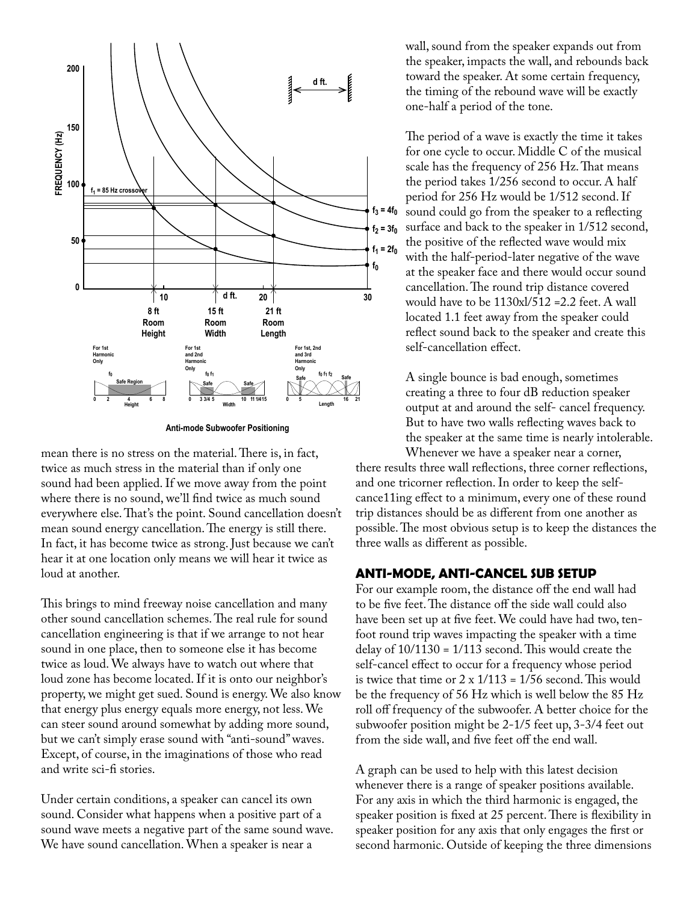Anti-mode Subwoofer Positioning

mean there is no stress on the material. There is, in fact, twice as much stress in the material than if only one sound had been applied. If we move away from the point where there is no sound, we'll find twice as much sound everywhere else. That's the point. Sound cancellation doesn't mean sound energy cancellation. The energy is still there. In fact, it has become twice as strong. Just because we can't hear it at one location only means we will hear it twice as loud at another.

This brings to mind freeway noise cancellation and many other sound cancellation schemes. The real rule for sound cancellation engineering is that if we arrange to not hear sound in one place, then to someone else it has become twice as loud. We always have to watch out where that loud zone has become located. If it is onto our neighbor's property, we might get sued. Sound is energy. We also know that energy plus energy equals more energy, not less. We can steer sound around somewhat by adding more sound, but we can't simply erase sound with "anti-sound" waves. Except, of course, in the imaginations of those who read and write sci-fi stories.

Under certain conditions, a speaker can cancel its own sound. Consider what happens when a positive part of a sound wave meets a negative part of the same sound wave. We have sound cancellation. When a speaker is near a wall, sound from the speaker expands out from the speaker, impacts the wall, and rebounds back toward the speaker. At some certain frequency, the timing of the rebound wave will be exactly one-half a period of the tone.

The period of a wave is exactly the time it takes for one cycle to occur. Middle C of the musical scale has the frequency of 256 Hz. That means the period takes 1/256 second to occur. A half period for 256 Hz would be 1/512 second. If sound could go from the speaker to a reflecting surface and back to the speaker in 1/512 second, the positive of the reflected wave would mix with the half-period-later negative of the wave at the speaker face and there would occur sound cancellation. The round trip distance covered would have to be 1130xl/512 =2.2 feet. A wall located 1.1 feet away from the speaker could reflect sound back to the speaker and create this self-cancellation effect.

A single bounce is bad enough, sometimes creating a three to four dB reduction speaker output at and around the self- cancel frequency. But to have two walls reflecting waves back to the speaker at the same time is nearly intolerable. Whenever we have a speaker near a corner, there results three wall reflections, three corner reflections, and one tricorner reflection. In order to keep the self-cance11ing effect to a minimum, every one of these round trip distances should be as different from one another as possible. The most obvious setup is to keep the distances the three walls as different as possible.

## ANTI-MODE, ANTI-CANCEL SUB SETUP

For our example room, the distance off the end wall had to be five feet. The distance off the side wall could also have been set up at five feet. We could have had two, ten-foot round trip waves impacting the speaker with a time delay of 10/1130 = 1/113 second. This would create the self-cancel effect to occur for a frequency whose period is twice that time or 2 x 1/113 = 1/56 second. This would be the frequency of 56 Hz which is well below the 85 Hz roll off frequency of the subwoofer. A better choice for the subwoofer position might be 2-1/5 feet up, 3-3/4 feet out from the side wall, and five feet off the end wall.

A graph can be used to help with this latest decision whenever there is a range of speaker positions available. For any axis in which the third harmonic is engaged, the speaker position is fixed at 25 percent. There is flexibility in speaker position for any axis that only engages the first or second harmonic. Outside of keeping the three dimensions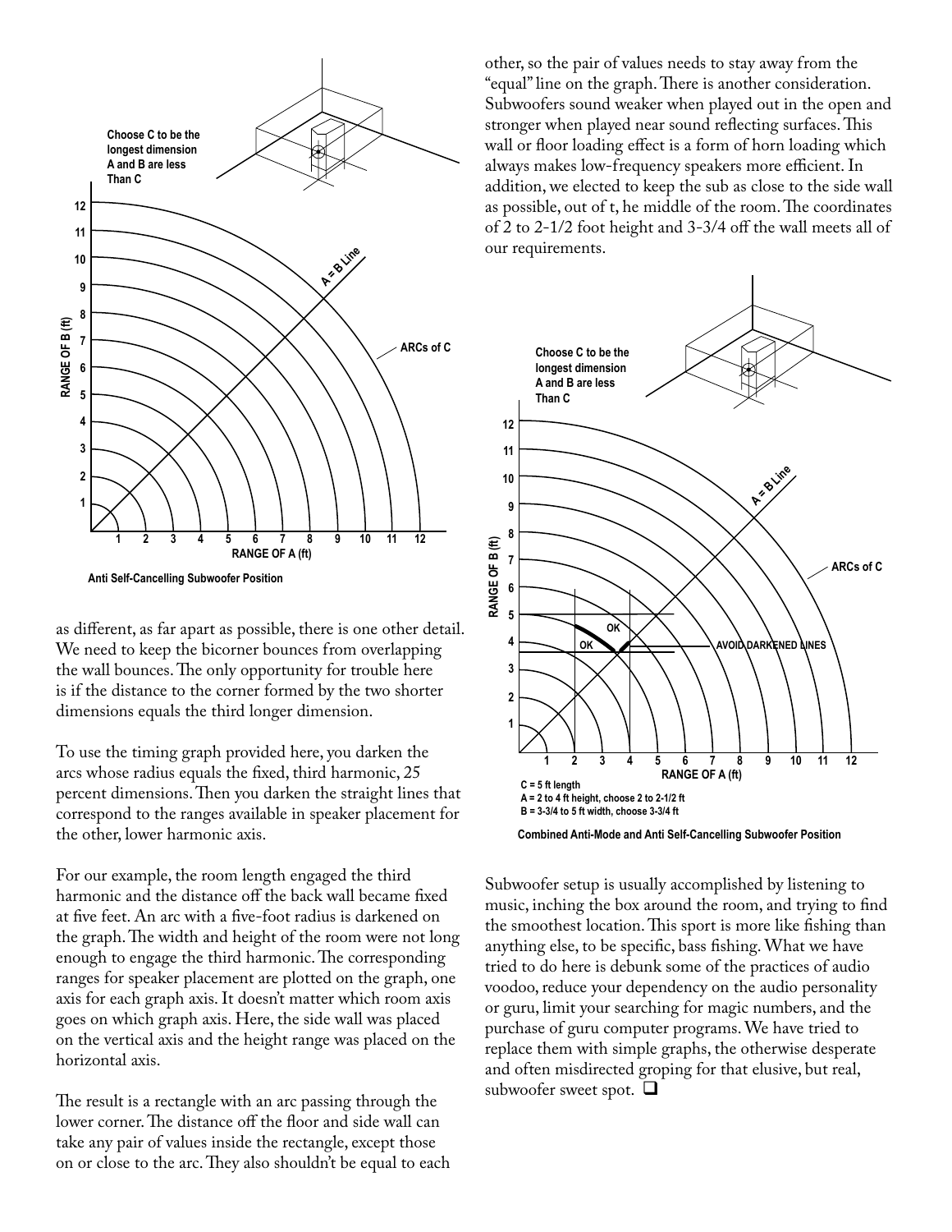Choose C to be the longest dimension A and B are less Than C

RANGE OF B (ft)

12
11
10
9
8
7
6
5
4
3
2
1

1 2 3 4 5 6 7 8 9 10 11 12

RANGE OF A (ft)

A = B Line

ARCs of C

Anti Self-Cancelling Subwoofer Position

as different, as far apart as possible, there is one other detail. We need to keep the bicorner bounces from overlapping the wall bounces. The only opportunity for trouble here is if the distance to the corner formed by the two shorter dimensions equals the third longer dimension.

To use the timing graph provided here, you darken the arcs whose radius equals the fixed, third harmonic, 25 percent dimensions. Then you darken the straight lines that correspond to the ranges available in speaker placement for the other, lower harmonic axis.

For our example, the room length engaged the third harmonic and the distance off the back wall became fixed at five feet. An arc with a five-foot radius is darkened on the graph. The width and height of the room were not long enough to engage the third harmonic. The corresponding ranges for speaker placement are plotted on the graph, one axis for each graph axis. It doesn't matter which room axis goes on which graph axis. Here, the side wall was placed on the vertical axis and the height range was placed on the horizontal axis.

The result is a rectangle with an arc passing through the lower corner. The distance off the floor and side wall can take any pair of values inside the rectangle, except those on or close to the arc. They also shouldn't be equal to each other, so the pair of values needs to stay away from the "equal" line on the graph. There is another consideration. Subwoofers sound weaker when played out in the open and stronger when played near sound reflecting surfaces. This wall or floor loading effect is a form of horn loading which always makes low-frequency speakers more efficient. In addition, we elected to keep the sub as close to the side wall as possible, out of t, he middle of the room. The coordinates of 2 to 2-1/2 foot height and 3-3/4 off the wall meets all of our requirements.

Choose C to be the longest dimension A and B are less Than C

RANGE OF B (ft)

12
11
10
9
8
7
6
5
4
3
2
1

1 2 3 4 5 6 7 8 9 10 11 12

RANGE OF A (ft)

A = B Line

ARCs of C

OK

OK

AVOID DARKENED LINES

C = 5 ft length
A = 2 to 4 ft height, choose 2 to 2-1/2 ft
B = 3-3/4 to 5 ft width, choose 3-3/4 ft

Combined Anti-Mode and Anti Self-Cancelling Subwoofer Position

Subwoofer setup is usually accomplished by listening to music, inching the box around the room, and trying to find the smoothest location. This sport is more like fishing than anything else, to be specific, bass fishing. What we have tried to do here is debunk some of the practices of audio voodoo, reduce your dependency on the audio personality or guru, limit your searching for magic numbers, and the purchase of guru computer programs. We have tried to replace them with simple graphs, the otherwise desperate and often misdirected groping for that elusive, but real, subwoofer sweet spot. ❑